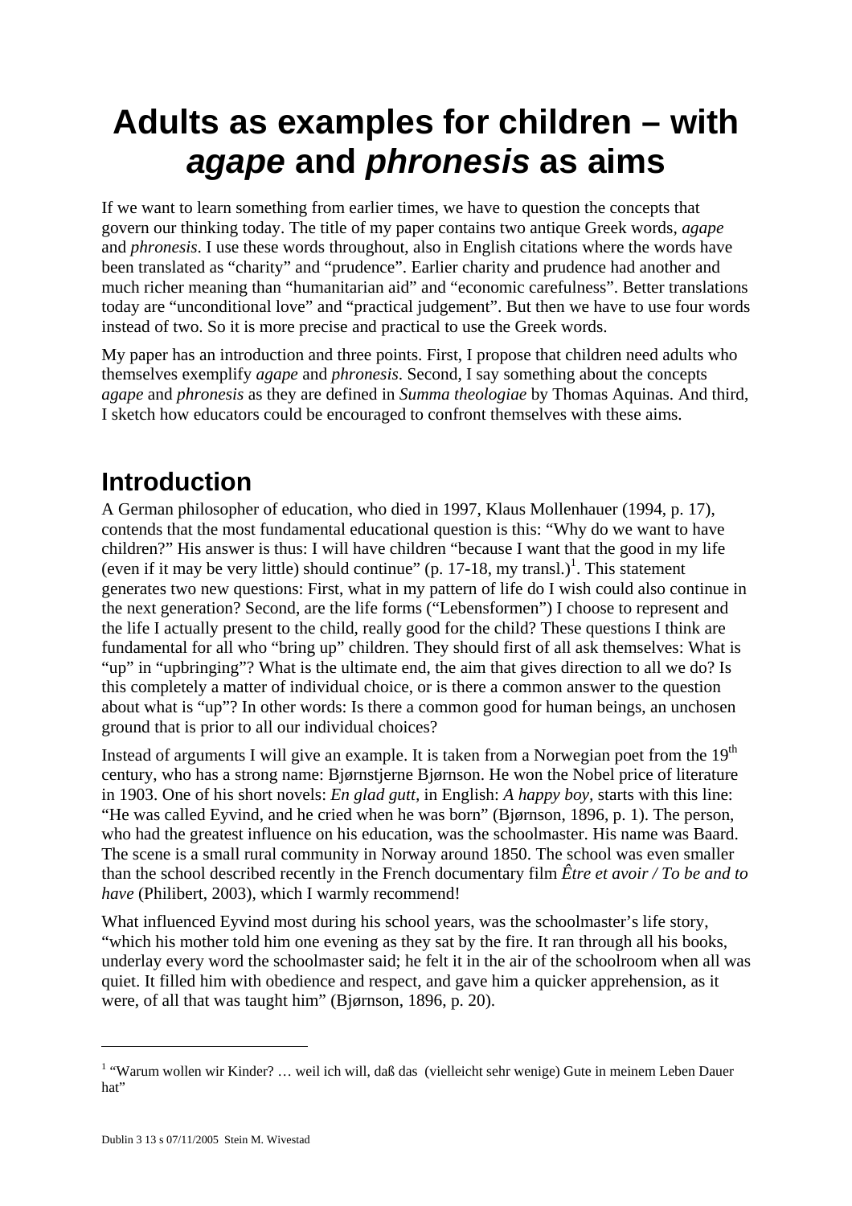# Adults as examples for children – with *agape* and *phronesis* as aims

If we want to learn something from earlier times, we have to question the concepts that govern our thinking today. The title of my paper contains two antique Greek words, *agape* and *phronesis*. I use these words throughout, also in English citations where the words have been translated as "charity" and "prudence". Earlier charity and prudence had another and much richer meaning than "humanitarian aid" and "economic carefulness". Better translations today are "unconditional love" and "practical judgement". But then we have to use four words instead of two. So it is more precise and practical to use the Greek words.

My paper has an introduction and three points. First, I propose that children need adults who themselves exemplify *agape* and *phronesis*. Second, I say something about the concepts *agape* and *phronesis* as they are defined in *Summa theologiae* by Thomas Aquinas. And third, I sketch how educators could be encouraged to confront themselves with these aims.

## Introduction

A German philosopher of education, who died in 1997, Klaus Mollenhauer (1994, p. 17), contends that the most fundamental educational question is this: "Why do we want to have children?" His answer is thus: I will have children "because I want that the good in my life (even if it may be very little) should continue" (p. 17-18, my transl.)[1]. This statement generates two new questions: First, what in my pattern of life do I wish could also continue in the next generation? Second, are the life forms ("Lebensformen") I choose to represent and the life I actually present to the child, really good for the child? These questions I think are fundamental for all who "bring up" children. They should first of all ask themselves: What is "up" in "upbringing"? What is the ultimate end, the aim that gives direction to all we do? Is this completely a matter of individual choice, or is there a common answer to the question about what is "up"? In other words: Is there a common good for human beings, an unchosen ground that is prior to all our individual choices?

Instead of arguments I will give an example. It is taken from a Norwegian poet from the 19th century, who has a strong name: Bjørnstjerne Bjørnson. He won the Nobel price of literature in 1903. One of his short novels: *En glad gutt*, in English: *A happy boy*, starts with this line: "He was called Eyvind, and he cried when he was born" (Bjørnson, 1896, p. 1). The person, who had the greatest influence on his education, was the schoolmaster. His name was Baard. The scene is a small rural community in Norway around 1850. The school was even smaller than the school described recently in the French documentary film *Être et avoir / To be and to have* (Philibert, 2003), which I warmly recommend!

What influenced Eyvind most during his school years, was the schoolmaster's life story, "which his mother told him one evening as they sat by the fire. It ran through all his books, underlay every word the schoolmaster said; he felt it in the air of the schoolroom when all was quiet. It filled him with obedience and respect, and gave him a quicker apprehension, as it were, of all that was taught him" (Bjørnson, 1896, p. 20).

---

[1] "Warum wollen wir Kinder? … weil ich will, daß das (vielleicht sehr wenige) Gute in meinem Leben Dauer hat"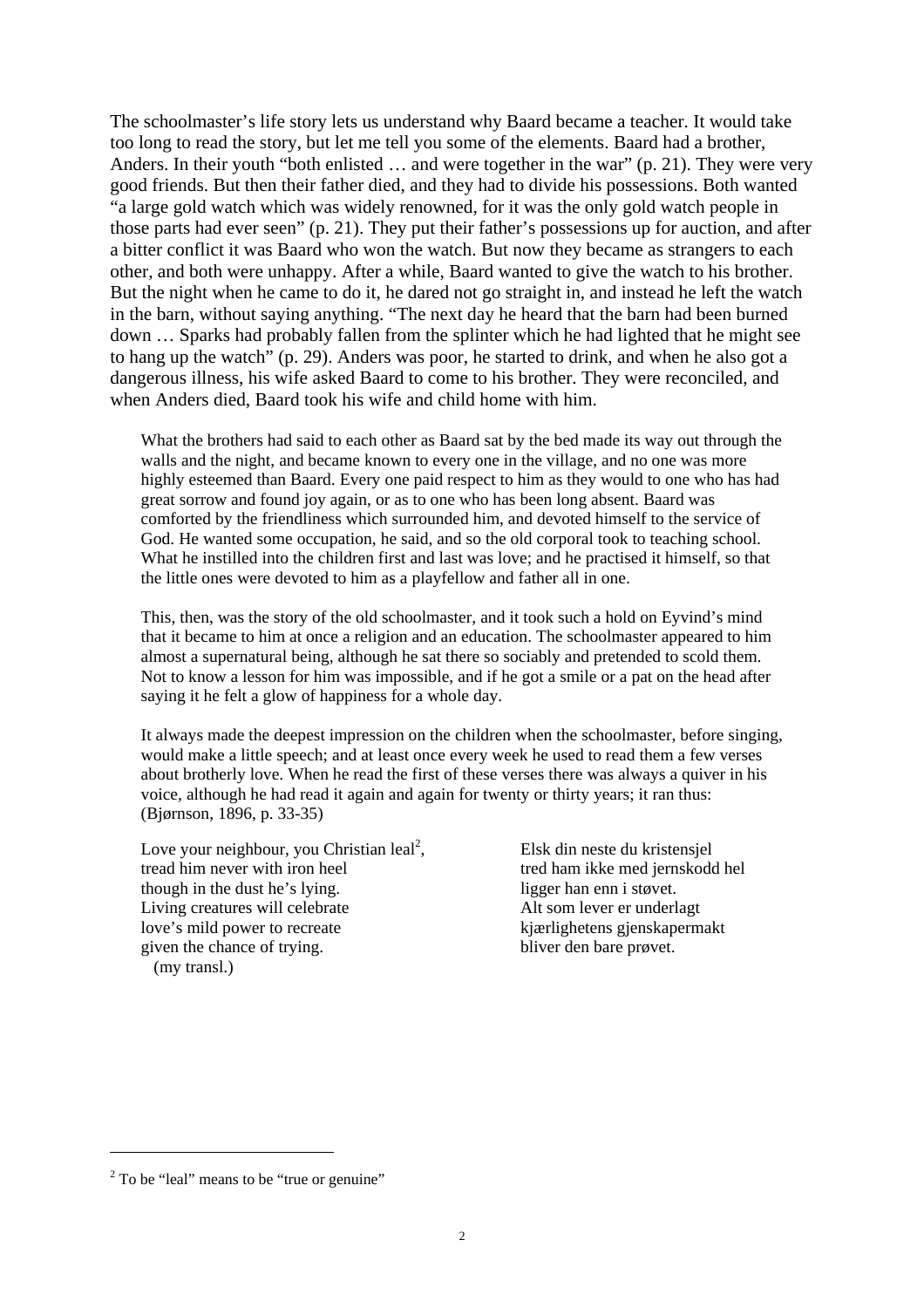The schoolmaster's life story lets us understand why Baard became a teacher. It would take too long to read the story, but let me tell you some of the elements. Baard had a brother, Anders. In their youth "both enlisted … and were together in the war" (p. 21). They were very good friends. But then their father died, and they had to divide his possessions. Both wanted "a large gold watch which was widely renowned, for it was the only gold watch people in those parts had ever seen" (p. 21). They put their father's possessions up for auction, and after a bitter conflict it was Baard who won the watch. But now they became as strangers to each other, and both were unhappy. After a while, Baard wanted to give the watch to his brother. But the night when he came to do it, he dared not go straight in, and instead he left the watch in the barn, without saying anything. "The next day he heard that the barn had been burned down … Sparks had probably fallen from the splinter which he had lighted that he might see to hang up the watch" (p. 29). Anders was poor, he started to drink, and when he also got a dangerous illness, his wife asked Baard to come to his brother. They were reconciled, and when Anders died, Baard took his wife and child home with him.

> What the brothers had said to each other as Baard sat by the bed made its way out through the walls and the night, and became known to every one in the village, and no one was more highly esteemed than Baard. Every one paid respect to him as they would to one who has had great sorrow and found joy again, or as to one who has been long absent. Baard was comforted by the friendliness which surrounded him, and devoted himself to the service of God. He wanted some occupation, he said, and so the old corporal took to teaching school. What he instilled into the children first and last was love; and he practised it himself, so that the little ones were devoted to him as a playfellow and father all in one.
>
> This, then, was the story of the old schoolmaster, and it took such a hold on Eyvind's mind that it became to him at once a religion and an education. The schoolmaster appeared to him almost a supernatural being, although he sat there so sociably and pretended to scold them. Not to know a lesson for him was impossible, and if he got a smile or a pat on the head after saying it he felt a glow of happiness for a whole day.
>
> It always made the deepest impression on the children when the schoolmaster, before singing, would make a little speech; and at least once every week he used to read them a few verses about brotherly love. When he read the first of these verses there was always a quiver in his voice, although he had read it again and again for twenty or thirty years; it ran thus: (Bjørnson, 1896, p. 33-35)

| | |
|---|---|
| Love your neighbour, you Christian leal[2], | Elsk din neste du kristensjel |
| tread him never with iron heel | tred ham ikke med jernskodd hel |
| though in the dust he's lying. | ligger han enn i støvet. |
| Living creatures will celebrate | Alt som lever er underlagt |
| love's mild power to recreate | kjærlighetens gjenskapermakt |
| given the chance of trying. | bliver den bare prøvet. |
| (my transl.) | |

[2] To be "leal" means to be "true or genuine"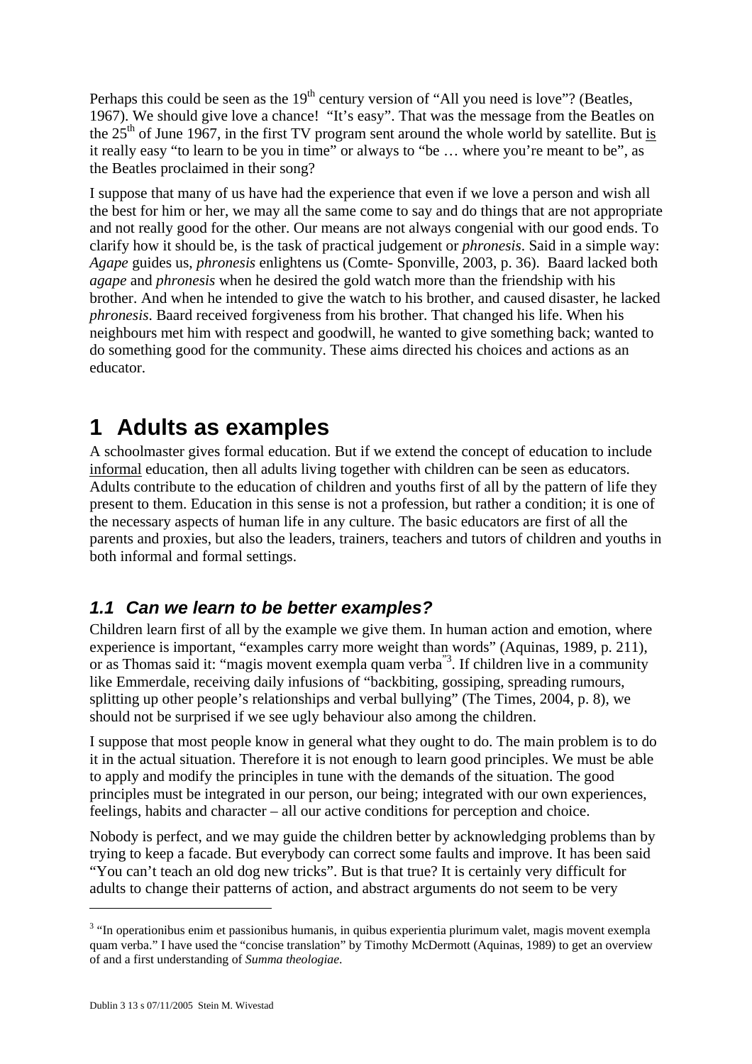Perhaps this could be seen as the 19th century version of "All you need is love"? (Beatles, 1967). We should give love a chance! "It's easy". That was the message from the Beatles on the 25th of June 1967, in the first TV program sent around the whole world by satellite. But is it really easy "to learn to be you in time" or always to "be … where you're meant to be", as the Beatles proclaimed in their song?

I suppose that many of us have had the experience that even if we love a person and wish all the best for him or her, we may all the same come to say and do things that are not appropriate and not really good for the other. Our means are not always congenial with our good ends. To clarify how it should be, is the task of practical judgement or *phronesis*. Said in a simple way: *Agape* guides us, *phronesis* enlightens us (Comte- Sponville, 2003, p. 36). Baard lacked both *agape* and *phronesis* when he desired the gold watch more than the friendship with his brother. And when he intended to give the watch to his brother, and caused disaster, he lacked *phronesis*. Baard received forgiveness from his brother. That changed his life. When his neighbours met him with respect and goodwill, he wanted to give something back; wanted to do something good for the community. These aims directed his choices and actions as an educator.

# 1 Adults as examples

A schoolmaster gives formal education. But if we extend the concept of education to include informal education, then all adults living together with children can be seen as educators. Adults contribute to the education of children and youths first of all by the pattern of life they present to them. Education in this sense is not a profession, but rather a condition; it is one of the necessary aspects of human life in any culture. The basic educators are first of all the parents and proxies, but also the leaders, trainers, teachers and tutors of children and youths in both informal and formal settings.

## *1.1 Can we learn to be better examples?*

Children learn first of all by the example we give them. In human action and emotion, where experience is important, "examples carry more weight than words" (Aquinas, 1989, p. 211), or as Thomas said it: "magis movent exempla quam verba"[3]. If children live in a community like Emmerdale, receiving daily infusions of "backbiting, gossiping, spreading rumours, splitting up other people's relationships and verbal bullying" (The Times, 2004, p. 8), we should not be surprised if we see ugly behaviour also among the children.

I suppose that most people know in general what they ought to do. The main problem is to do it in the actual situation. Therefore it is not enough to learn good principles. We must be able to apply and modify the principles in tune with the demands of the situation. The good principles must be integrated in our person, our being; integrated with our own experiences, feelings, habits and character – all our active conditions for perception and choice.

Nobody is perfect, and we may guide the children better by acknowledging problems than by trying to keep a facade. But everybody can correct some faults and improve. It has been said "You can't teach an old dog new tricks". But is that true? It is certainly very difficult for adults to change their patterns of action, and abstract arguments do not seem to be very

---

[3] "In operationibus enim et passionibus humanis, in quibus experientia plurimum valet, magis movent exempla quam verba." I have used the "concise translation" by Timothy McDermott (Aquinas, 1989) to get an overview of and a first understanding of *Summa theologiae*.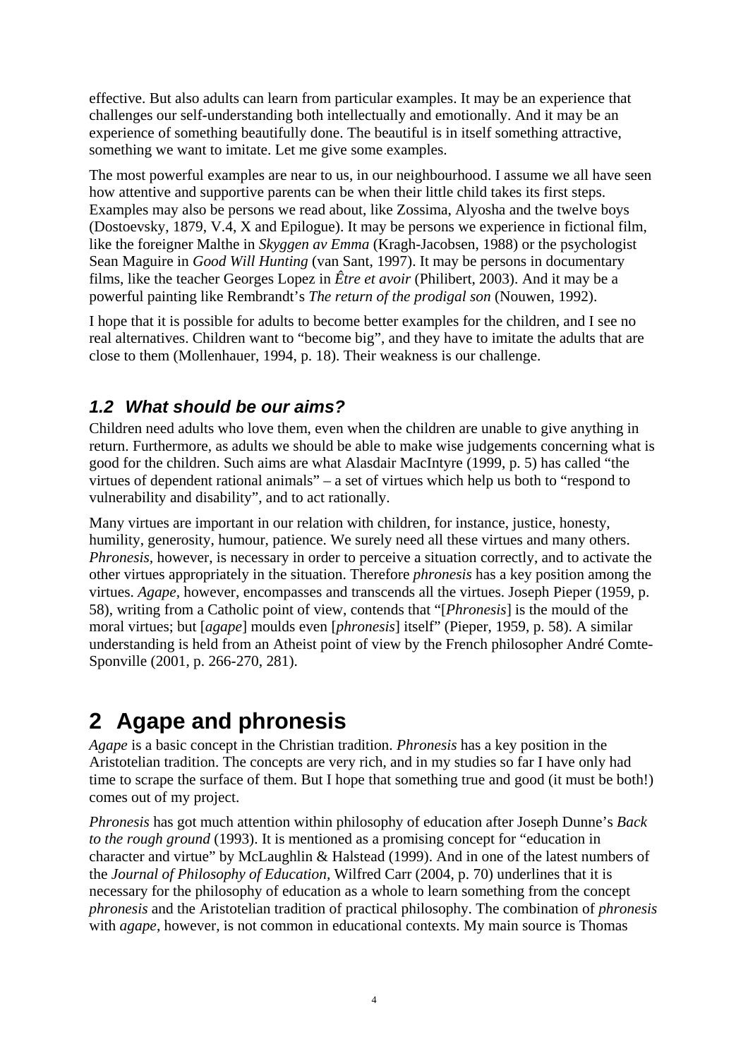effective. But also adults can learn from particular examples. It may be an experience that challenges our self-understanding both intellectually and emotionally. And it may be an experience of something beautifully done. The beautiful is in itself something attractive, something we want to imitate. Let me give some examples.

The most powerful examples are near to us, in our neighbourhood. I assume we all have seen how attentive and supportive parents can be when their little child takes its first steps. Examples may also be persons we read about, like Zossima, Alyosha and the twelve boys (Dostoevsky, 1879, V.4, X and Epilogue). It may be persons we experience in fictional film, like the foreigner Malthe in *Skyggen av Emma* (Kragh-Jacobsen, 1988) or the psychologist Sean Maguire in *Good Will Hunting* (van Sant, 1997). It may be persons in documentary films, like the teacher Georges Lopez in *Être et avoir* (Philibert, 2003). And it may be a powerful painting like Rembrandt's *The return of the prodigal son* (Nouwen, 1992).

I hope that it is possible for adults to become better examples for the children, and I see no real alternatives. Children want to "become big", and they have to imitate the adults that are close to them (Mollenhauer, 1994, p. 18). Their weakness is our challenge.

### *1.2 What should be our aims?*

Children need adults who love them, even when the children are unable to give anything in return. Furthermore, as adults we should be able to make wise judgements concerning what is good for the children. Such aims are what Alasdair MacIntyre (1999, p. 5) has called "the virtues of dependent rational animals" – a set of virtues which help us both to "respond to vulnerability and disability", and to act rationally.

Many virtues are important in our relation with children, for instance, justice, honesty, humility, generosity, humour, patience. We surely need all these virtues and many others. *Phronesis*, however, is necessary in order to perceive a situation correctly, and to activate the other virtues appropriately in the situation. Therefore *phronesis* has a key position among the virtues. *Agape*, however, encompasses and transcends all the virtues. Joseph Pieper (1959, p. 58), writing from a Catholic point of view, contends that "[*Phronesis*] is the mould of the moral virtues; but [*agape*] moulds even [*phronesis*] itself" (Pieper, 1959, p. 58). A similar understanding is held from an Atheist point of view by the French philosopher André Comte-Sponville (2001, p. 266-270, 281).

# 2 Agape and phronesis

*Agape* is a basic concept in the Christian tradition. *Phronesis* has a key position in the Aristotelian tradition. The concepts are very rich, and in my studies so far I have only had time to scrape the surface of them. But I hope that something true and good (it must be both!) comes out of my project.

*Phronesis* has got much attention within philosophy of education after Joseph Dunne's *Back to the rough ground* (1993). It is mentioned as a promising concept for "education in character and virtue" by McLaughlin & Halstead (1999). And in one of the latest numbers of the *Journal of Philosophy of Education*, Wilfred Carr (2004, p. 70) underlines that it is necessary for the philosophy of education as a whole to learn something from the concept *phronesis* and the Aristotelian tradition of practical philosophy. The combination of *phronesis* with *agape*, however, is not common in educational contexts. My main source is Thomas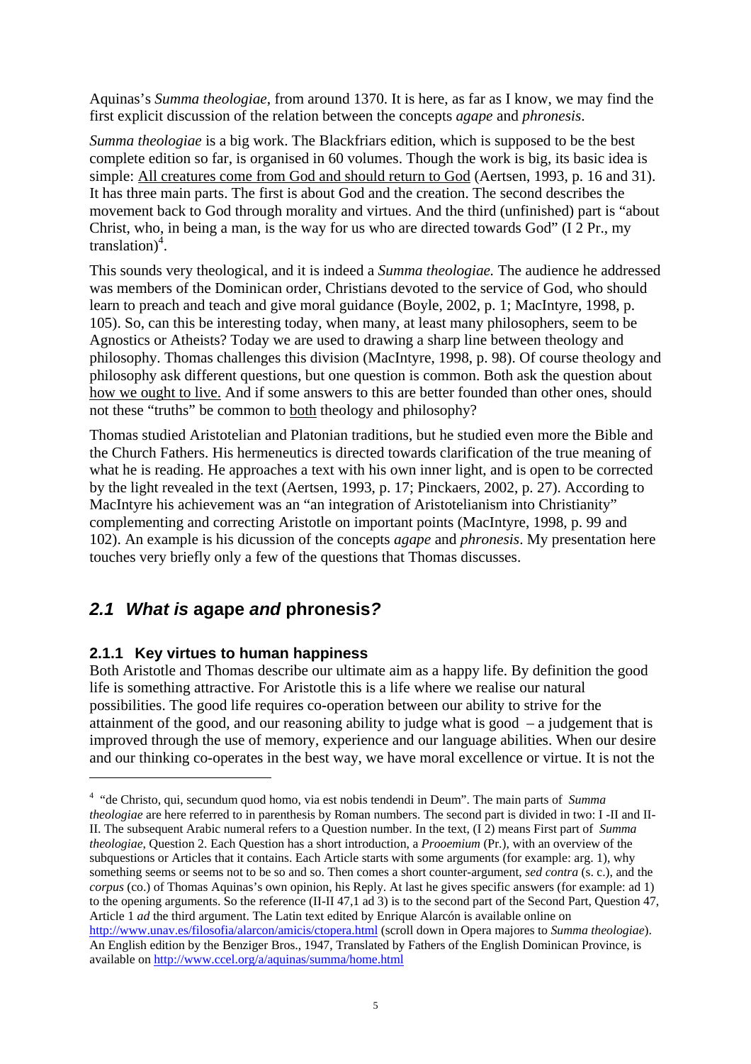Aquinas's *Summa theologiae*, from around 1370. It is here, as far as I know, we may find the first explicit discussion of the relation between the concepts *agape* and *phronesis*.

*Summa theologiae* is a big work. The Blackfriars edition, which is supposed to be the best complete edition so far, is organised in 60 volumes. Though the work is big, its basic idea is simple: <u>All creatures come from God and should return to God</u> (Aertsen, 1993, p. 16 and 31). It has three main parts. The first is about God and the creation. The second describes the movement back to God through morality and virtues. And the third (unfinished) part is "about Christ, who, in being a man, is the way for us who are directed towards God" (I 2 Pr., my translation)[4].

This sounds very theological, and it is indeed a *Summa theologiae.* The audience he addressed was members of the Dominican order, Christians devoted to the service of God, who should learn to preach and teach and give moral guidance (Boyle, 2002, p. 1; MacIntyre, 1998, p. 105). So, can this be interesting today, when many, at least many philosophers, seem to be Agnostics or Atheists? Today we are used to drawing a sharp line between theology and philosophy. Thomas challenges this division (MacIntyre, 1998, p. 98). Of course theology and philosophy ask different questions, but one question is common. Both ask the question about <u>how we ought to live.</u> And if some answers to this are better founded than other ones, should not these "truths" be common to <u>both</u> theology and philosophy?

Thomas studied Aristotelian and Platonian traditions, but he studied even more the Bible and the Church Fathers. His hermeneutics is directed towards clarification of the true meaning of what he is reading. He approaches a text with his own inner light, and is open to be corrected by the light revealed in the text (Aertsen, 1993, p. 17; Pinckaers, 2002, p. 27). According to MacIntyre his achievement was an "an integration of Aristotelianism into Christianity" complementing and correcting Aristotle on important points (MacIntyre, 1998, p. 99 and 102). An example is his dicussion of the concepts *agape* and *phronesis*. My presentation here touches very briefly only a few of the questions that Thomas discusses.

## *2.1 What is* agape *and* phronesis*?*

### 2.1.1 Key virtues to human happiness

Both Aristotle and Thomas describe our ultimate aim as a happy life. By definition the good life is something attractive. For Aristotle this is a life where we realise our natural possibilities. The good life requires co-operation between our ability to strive for the attainment of the good, and our reasoning ability to judge what is good – a judgement that is improved through the use of memory, experience and our language abilities. When our desire and our thinking co-operates in the best way, we have moral excellence or virtue. It is not the

---

[4] "de Christo, qui, secundum quod homo, via est nobis tendendi in Deum". The main parts of *Summa theologiae* are here referred to in parenthesis by Roman numbers. The second part is divided in two: I -II and II-II. The subsequent Arabic numeral refers to a Question number. In the text, (I 2) means First part of *Summa theologiae*, Question 2. Each Question has a short introduction, a *Prooemium* (Pr.), with an overview of the subquestions or Articles that it contains. Each Article starts with some arguments (for example: arg. 1), why something seems or seems not to be so and so. Then comes a short counter-argument, *sed contra* (s. c.), and the *corpus* (co.) of Thomas Aquinas's own opinion, his Reply. At last he gives specific answers (for example: ad 1) to the opening arguments. So the reference (II-II 47,1 ad 3) is to the second part of the Second Part, Question 47, Article 1 *ad* the third argument. The Latin text edited by Enrique Alarcón is available online on http://www.unav.es/filosofia/alarcon/amicis/ctopera.html (scroll down in Opera majores to *Summa theologiae*). An English edition by the Benziger Bros., 1947, Translated by Fathers of the English Dominican Province, is available on http://www.ccel.org/a/aquinas/summa/home.html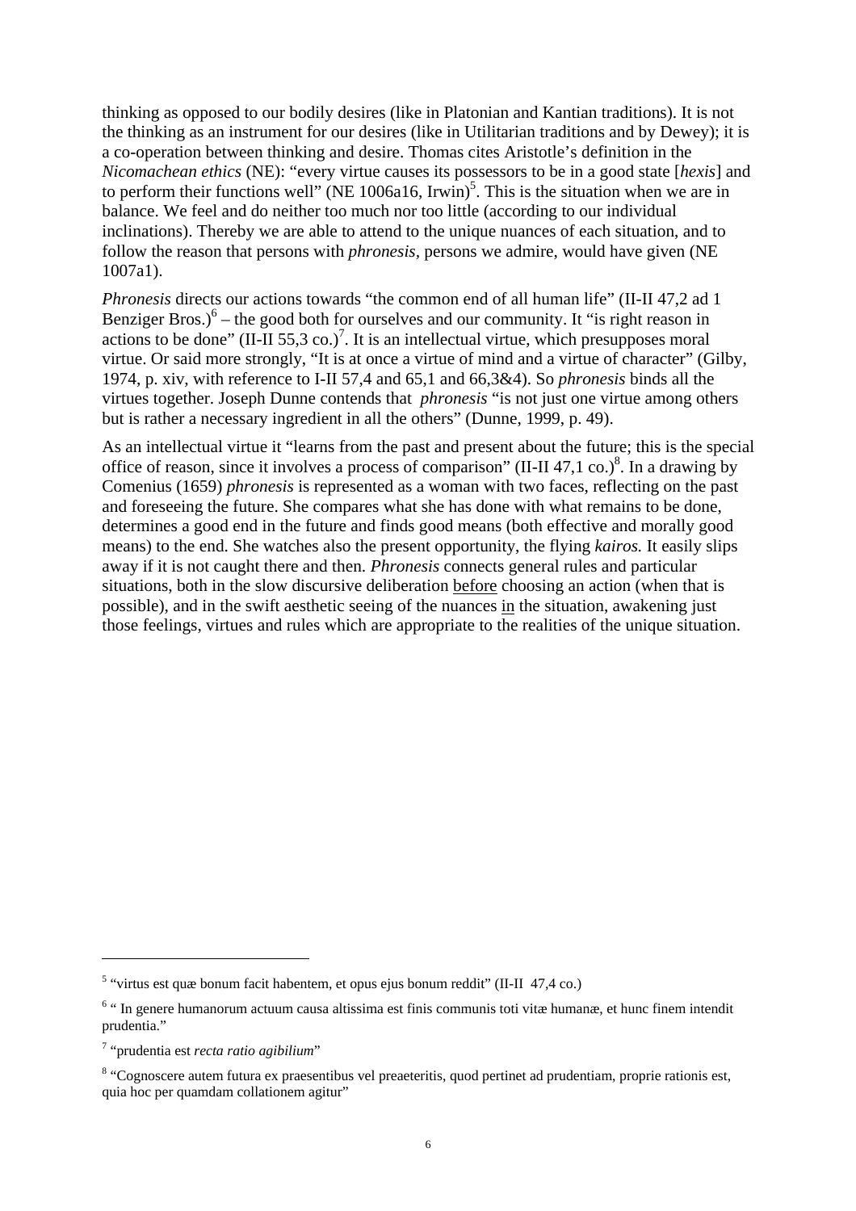thinking as opposed to our bodily desires (like in Platonian and Kantian traditions). It is not the thinking as an instrument for our desires (like in Utilitarian traditions and by Dewey); it is a co-operation between thinking and desire. Thomas cites Aristotle's definition in the *Nicomachean ethics* (NE): "every virtue causes its possessors to be in a good state [*hexis*] and to perform their functions well" (NE 1006a16, Irwin)[5]. This is the situation when we are in balance. We feel and do neither too much nor too little (according to our individual inclinations). Thereby we are able to attend to the unique nuances of each situation, and to follow the reason that persons with *phronesis*, persons we admire, would have given (NE 1007a1).

*Phronesis* directs our actions towards "the common end of all human life" (II-II 47,2 ad 1 Benziger Bros.)[6] – the good both for ourselves and our community. It "is right reason in actions to be done" (II-II 55,3 co.)[7]. It is an intellectual virtue, which presupposes moral virtue. Or said more strongly, "It is at once a virtue of mind and a virtue of character" (Gilby, 1974, p. xiv, with reference to I-II 57,4 and 65,1 and 66,3&4). So *phronesis* binds all the virtues together. Joseph Dunne contends that *phronesis* "is not just one virtue among others but is rather a necessary ingredient in all the others" (Dunne, 1999, p. 49).

As an intellectual virtue it "learns from the past and present about the future; this is the special office of reason, since it involves a process of comparison" (II-II 47,1 co.)[8]. In a drawing by Comenius (1659) *phronesis* is represented as a woman with two faces, reflecting on the past and foreseeing the future. She compares what she has done with what remains to be done, determines a good end in the future and finds good means (both effective and morally good means) to the end. She watches also the present opportunity, the flying *kairos.* It easily slips away if it is not caught there and then. *Phronesis* connects general rules and particular situations, both in the slow discursive deliberation <u>before</u> choosing an action (when that is possible), and in the swift aesthetic seeing of the nuances <u>in</u> the situation, awakening just those feelings, virtues and rules which are appropriate to the realities of the unique situation.

---

[5] "virtus est quæ bonum facit habentem, et opus ejus bonum reddit" (II-II 47,4 co.)

[6] " In genere humanorum actuum causa altissima est finis communis toti vitæ humanæ, et hunc finem intendit prudentia."

[7] "prudentia est *recta ratio agibilium*"

[8] "Cognoscere autem futura ex praesentibus vel preaeteritis, quod pertinet ad prudentiam, proprie rationis est, quia hoc per quamdam collationem agitur"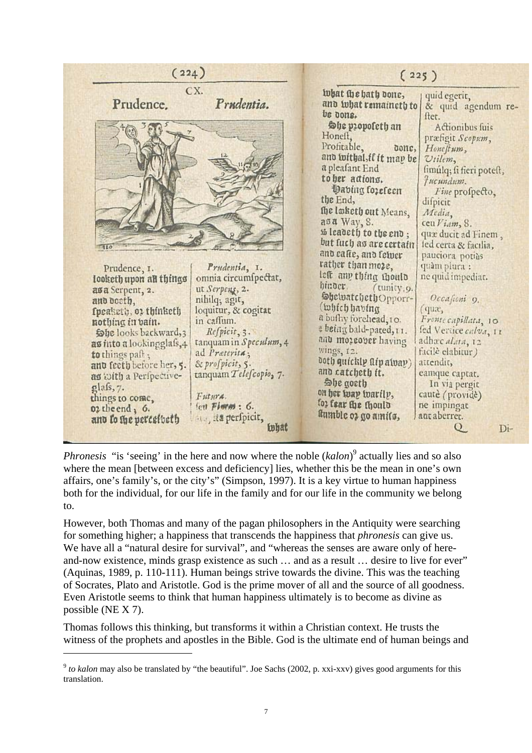*Phronesis* "is 'seeing' in the here and now where the noble (*kalon*)[9] actually lies and so also where the mean [between excess and deficiency] lies, whether this be the mean in one's own affairs, one's family's, or the city's" (Simpson, 1997). It is a key virtue to human happiness both for the individual, for our life in the family and for our life in the community we belong to.

However, both Thomas and many of the pagan philosophers in the Antiquity were searching for something higher; a happiness that transcends the happiness that *phronesis* can give us. We have all a "natural desire for survival", and "whereas the senses are aware only of here-and-now existence, minds grasp existence as such … and as a result … desire to live for ever" (Aquinas, 1989, p. 110-111). Human beings strive towards the divine. This was the teaching of Socrates, Plato and Aristotle. God is the prime mover of all and the source of all goodness. Even Aristotle seems to think that human happiness ultimately is to become as divine as possible (NE X 7).

Thomas follows this thinking, but transforms it within a Christian context. He trusts the witness of the prophets and apostles in the Bible. God is the ultimate end of human beings and

---

[9] *to kalon* may also be translated by "the beautiful". Joe Sachs (2002, p. xxi-xxv) gives good arguments for this translation.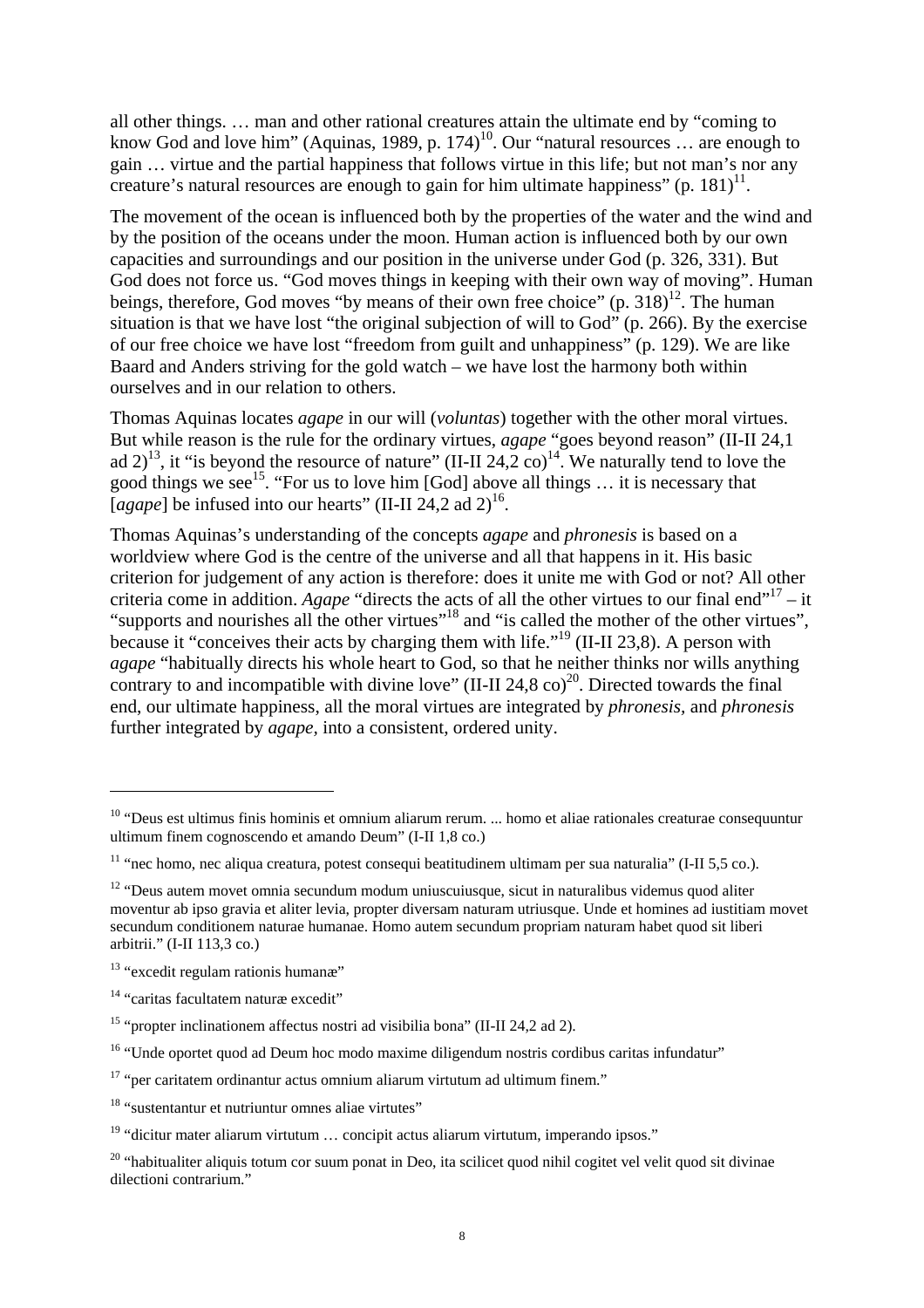all other things. … man and other rational creatures attain the ultimate end by "coming to know God and love him" (Aquinas, 1989, p. 174)[10]. Our "natural resources … are enough to gain … virtue and the partial happiness that follows virtue in this life; but not man's nor any creature's natural resources are enough to gain for him ultimate happiness" (p. 181)[11].

The movement of the ocean is influenced both by the properties of the water and the wind and by the position of the oceans under the moon. Human action is influenced both by our own capacities and surroundings and our position in the universe under God (p. 326, 331). But God does not force us. "God moves things in keeping with their own way of moving". Human beings, therefore, God moves "by means of their own free choice" (p. 318)[12]. The human situation is that we have lost "the original subjection of will to God" (p. 266). By the exercise of our free choice we have lost "freedom from guilt and unhappiness" (p. 129). We are like Baard and Anders striving for the gold watch – we have lost the harmony both within ourselves and in our relation to others.

Thomas Aquinas locates *agape* in our will (*voluntas*) together with the other moral virtues. But while reason is the rule for the ordinary virtues, *agape* "goes beyond reason" (II-II 24,1 ad 2)[13], it "is beyond the resource of nature" (II-II 24,2 co)[14]. We naturally tend to love the good things we see[15]. "For us to love him [God] above all things … it is necessary that [*agape*] be infused into our hearts" (II-II 24,2 ad 2)[16].

Thomas Aquinas's understanding of the concepts *agape* and *phronesis* is based on a worldview where God is the centre of the universe and all that happens in it. His basic criterion for judgement of any action is therefore: does it unite me with God or not? All other criteria come in addition. *Agape* "directs the acts of all the other virtues to our final end"[17] – it "supports and nourishes all the other virtues"[18] and "is called the mother of the other virtues", because it "conceives their acts by charging them with life."[19] (II-II 23,8). A person with *agape* "habitually directs his whole heart to God, so that he neither thinks nor wills anything contrary to and incompatible with divine love" (II-II 24,8 co)[20]. Directed towards the final end, our ultimate happiness, all the moral virtues are integrated by *phronesis*, and *phronesis* further integrated by *agape*, into a consistent, ordered unity.

---

[10] "Deus est ultimus finis hominis et omnium aliarum rerum. ... homo et aliae rationales creaturae consequuntur ultimum finem cognoscendo et amando Deum" (I-II 1,8 co.)

[11] "nec homo, nec aliqua creatura, potest consequi beatitudinem ultimam per sua naturalia" (I-II 5,5 co.).

[12] "Deus autem movet omnia secundum modum uniuscuiusque, sicut in naturalibus videmus quod aliter moventur ab ipso gravia et aliter levia, propter diversam naturam utriusque. Unde et homines ad iustitiam movet secundum conditionem naturae humanae. Homo autem secundum propriam naturam habet quod sit liberi arbitrii." (I-II 113,3 co.)

[13] "excedit regulam rationis humanæ"

[14] "caritas facultatem naturæ excedit"

[15] "propter inclinationem affectus nostri ad visibilia bona" (II-II 24,2 ad 2).

[16] "Unde oportet quod ad Deum hoc modo maxime diligendum nostris cordibus caritas infundatur"

[17] "per caritatem ordinantur actus omnium aliarum virtutum ad ultimum finem."

[18] "sustentantur et nutriuntur omnes aliae virtutes"

[19] "dicitur mater aliarum virtutum … concipit actus aliarum virtutum, imperando ipsos."

[20] "habitualiter aliquis totum cor suum ponat in Deo, ita scilicet quod nihil cogitet vel velit quod sit divinae dilectioni contrarium."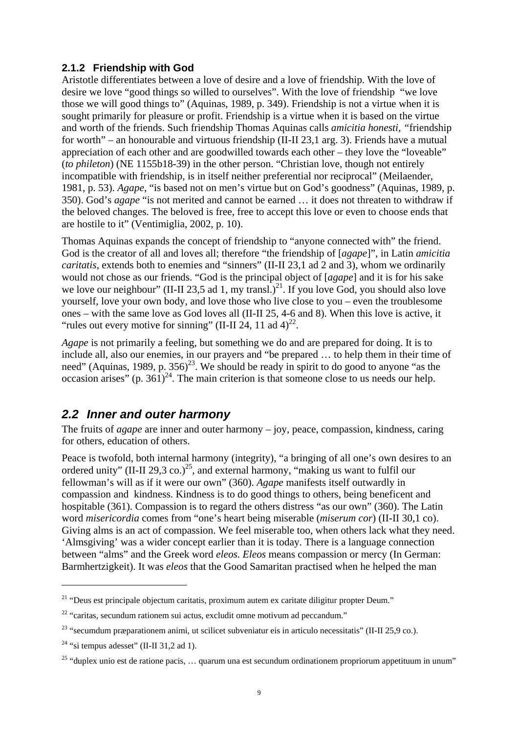### 2.1.2 Friendship with God

Aristotle differentiates between a love of desire and a love of friendship. With the love of desire we love "good things so willed to ourselves". With the love of friendship "we love those we will good things to" (Aquinas, 1989, p. 349). Friendship is not a virtue when it is sought primarily for pleasure or profit. Friendship is a virtue when it is based on the virtue and worth of the friends. Such friendship Thomas Aquinas calls *amicitia honesti*, "friendship for worth" – an honourable and virtuous friendship (II-II 23,1 arg. 3). Friends have a mutual appreciation of each other and are goodwilled towards each other – they love the "loveable" (*to phileton*) (NE 1155b18-39) in the other person. "Christian love, though not entirely incompatible with friendship, is in itself neither preferential nor reciprocal" (Meilaender, 1981, p. 53). *Agape*, "is based not on men's virtue but on God's goodness" (Aquinas, 1989, p. 350). God's *agape* "is not merited and cannot be earned … it does not threaten to withdraw if the beloved changes. The beloved is free, free to accept this love or even to choose ends that are hostile to it" (Ventimiglia, 2002, p. 10).

Thomas Aquinas expands the concept of friendship to "anyone connected with" the friend. God is the creator of all and loves all; therefore "the friendship of [*agape*]", in Latin *amicitia caritatis*, extends both to enemies and "sinners" (II-II 23,1 ad 2 and 3), whom we ordinarily would not chose as our friends. "God is the principal object of [*agape*] and it is for his sake we love our neighbour" (II-II 23,5 ad 1, my transl.)[21]. If you love God, you should also love yourself, love your own body, and love those who live close to you – even the troublesome ones – with the same love as God loves all (II-II 25, 4-6 and 8). When this love is active, it "rules out every motive for sinning" (II-II 24, 11 ad 4)[22].

*Agape* is not primarily a feeling, but something we do and are prepared for doing. It is to include all, also our enemies, in our prayers and "be prepared … to help them in their time of need" (Aquinas, 1989, p. 356)[23]. We should be ready in spirit to do good to anyone "as the occasion arises" (p. 361)[24]. The main criterion is that someone close to us needs our help.

## 2.2 *Inner and outer harmony*

The fruits of *agape* are inner and outer harmony – joy, peace, compassion, kindness, caring for others, education of others.

Peace is twofold, both internal harmony (integrity), "a bringing of all one's own desires to an ordered unity" (II-II 29,3 co.)[25], and external harmony, "making us want to fulfil our fellowman's will as if it were our own" (360). *Agape* manifests itself outwardly in compassion and kindness. Kindness is to do good things to others, being beneficent and hospitable (361). Compassion is to regard the others distress "as our own" (360). The Latin word *misericordia* comes from "one's heart being miserable (*miserum cor*) (II-II 30,1 co). Giving alms is an act of compassion. We feel miserable too, when others lack what they need. 'Almsgiving' was a wider concept earlier than it is today. There is a language connection between "alms" and the Greek word *eleos*. *Eleos* means compassion or mercy (In German: Barmhertzigkeit). It was *eleos* that the Good Samaritan practised when he helped the man

---

[21] "Deus est principale objectum caritatis, proximum autem ex caritate diligitur propter Deum."

[22] "caritas, secundum rationem sui actus, excludit omne motivum ad peccandum."

[23] "secumdum præparationem animi, ut scilicet subveniatur eis in articulo necessitatis" (II-II 25,9 co.).

[24] "si tempus adesset" (II-II 31,2 ad 1).

[25] "duplex unio est de ratione pacis, … quarum una est secundum ordinationem propriorum appetituum in unum"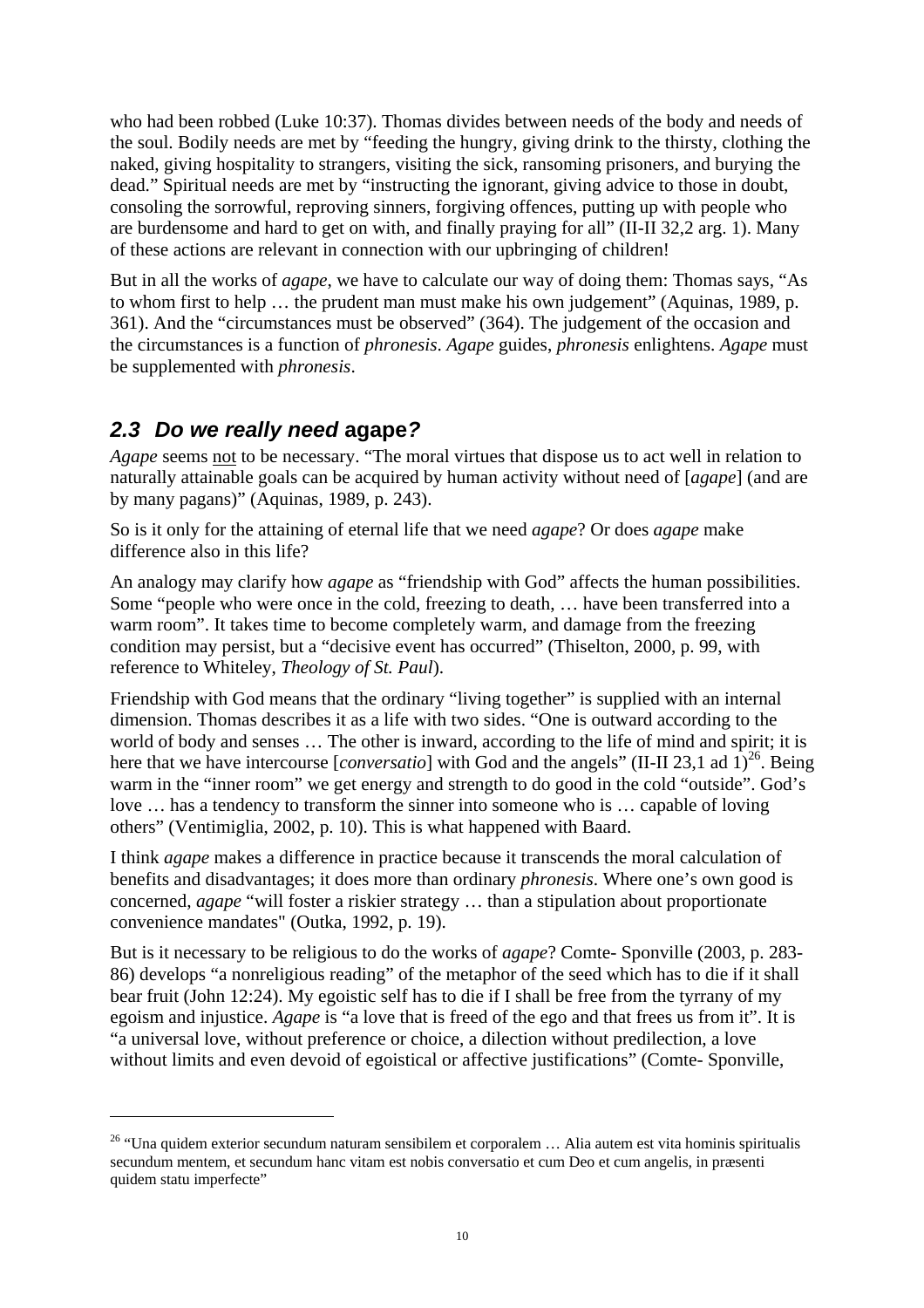who had been robbed (Luke 10:37). Thomas divides between needs of the body and needs of the soul. Bodily needs are met by "feeding the hungry, giving drink to the thirsty, clothing the naked, giving hospitality to strangers, visiting the sick, ransoming prisoners, and burying the dead." Spiritual needs are met by "instructing the ignorant, giving advice to those in doubt, consoling the sorrowful, reproving sinners, forgiving offences, putting up with people who are burdensome and hard to get on with, and finally praying for all" (II-II 32,2 arg. 1). Many of these actions are relevant in connection with our upbringing of children!

But in all the works of *agape*, we have to calculate our way of doing them: Thomas says, "As to whom first to help … the prudent man must make his own judgement" (Aquinas, 1989, p. 361). And the "circumstances must be observed" (364). The judgement of the occasion and the circumstances is a function of *phronesis*. *Agape* guides, *phronesis* enlightens. *Agape* must be supplemented with *phronesis*.

## *2.3 Do we really need* agape*?*

*Agape* seems not to be necessary. "The moral virtues that dispose us to act well in relation to naturally attainable goals can be acquired by human activity without need of [*agape*] (and are by many pagans)" (Aquinas, 1989, p. 243).

So is it only for the attaining of eternal life that we need *agape*? Or does *agape* make difference also in this life?

An analogy may clarify how *agape* as "friendship with God" affects the human possibilities. Some "people who were once in the cold, freezing to death, … have been transferred into a warm room". It takes time to become completely warm, and damage from the freezing condition may persist, but a "decisive event has occurred" (Thiselton, 2000, p. 99, with reference to Whiteley, *Theology of St. Paul*).

Friendship with God means that the ordinary "living together" is supplied with an internal dimension. Thomas describes it as a life with two sides. "One is outward according to the world of body and senses … The other is inward, according to the life of mind and spirit; it is here that we have intercourse [*conversatio*] with God and the angels" (II-II 23,1 ad 1)[26]. Being warm in the "inner room" we get energy and strength to do good in the cold "outside". God's love … has a tendency to transform the sinner into someone who is … capable of loving others" (Ventimiglia, 2002, p. 10). This is what happened with Baard.

I think *agape* makes a difference in practice because it transcends the moral calculation of benefits and disadvantages; it does more than ordinary *phronesis*. Where one's own good is concerned, *agape* "will foster a riskier strategy … than a stipulation about proportionate convenience mandates" (Outka, 1992, p. 19).

But is it necessary to be religious to do the works of *agape*? Comte- Sponville (2003, p. 283-86) develops "a nonreligious reading" of the metaphor of the seed which has to die if it shall bear fruit (John 12:24). My egoistic self has to die if I shall be free from the tyrrany of my egoism and injustice. *Agape* is "a love that is freed of the ego and that frees us from it". It is "a universal love, without preference or choice, a dilection without predilection, a love without limits and even devoid of egoistical or affective justifications" (Comte- Sponville,

---

[26] "Una quidem exterior secundum naturam sensibilem et corporalem … Alia autem est vita hominis spiritualis secundum mentem, et secundum hanc vitam est nobis conversatio et cum Deo et cum angelis, in præsenti quidem statu imperfecte"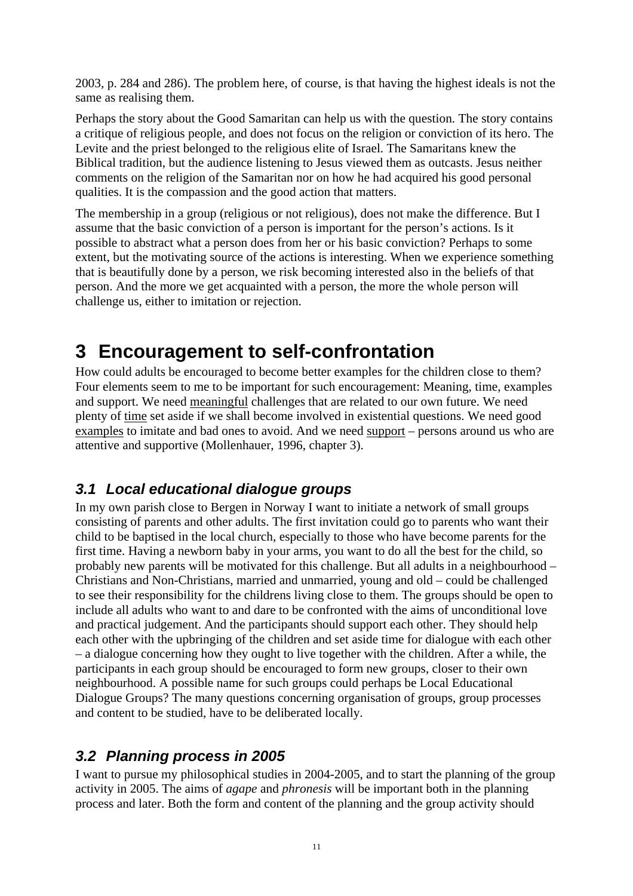2003, p. 284 and 286). The problem here, of course, is that having the highest ideals is not the same as realising them.

Perhaps the story about the Good Samaritan can help us with the question. The story contains a critique of religious people, and does not focus on the religion or conviction of its hero. The Levite and the priest belonged to the religious elite of Israel. The Samaritans knew the Biblical tradition, but the audience listening to Jesus viewed them as outcasts. Jesus neither comments on the religion of the Samaritan nor on how he had acquired his good personal qualities. It is the compassion and the good action that matters.

The membership in a group (religious or not religious), does not make the difference. But I assume that the basic conviction of a person is important for the person's actions. Is it possible to abstract what a person does from her or his basic conviction? Perhaps to some extent, but the motivating source of the actions is interesting. When we experience something that is beautifully done by a person, we risk becoming interested also in the beliefs of that person. And the more we get acquainted with a person, the more the whole person will challenge us, either to imitation or rejection.

# 3 Encouragement to self-confrontation

How could adults be encouraged to become better examples for the children close to them? Four elements seem to me to be important for such encouragement: Meaning, time, examples and support. We need meaningful challenges that are related to our own future. We need plenty of time set aside if we shall become involved in existential questions. We need good examples to imitate and bad ones to avoid. And we need support – persons around us who are attentive and supportive (Mollenhauer, 1996, chapter 3).

## 3.1 Local educational dialogue groups

In my own parish close to Bergen in Norway I want to initiate a network of small groups consisting of parents and other adults. The first invitation could go to parents who want their child to be baptised in the local church, especially to those who have become parents for the first time. Having a newborn baby in your arms, you want to do all the best for the child, so probably new parents will be motivated for this challenge. But all adults in a neighbourhood – Christians and Non-Christians, married and unmarried, young and old – could be challenged to see their responsibility for the childrens living close to them. The groups should be open to include all adults who want to and dare to be confronted with the aims of unconditional love and practical judgement. And the participants should support each other. They should help each other with the upbringing of the children and set aside time for dialogue with each other – a dialogue concerning how they ought to live together with the children. After a while, the participants in each group should be encouraged to form new groups, closer to their own neighbourhood. A possible name for such groups could perhaps be Local Educational Dialogue Groups? The many questions concerning organisation of groups, group processes and content to be studied, have to be deliberated locally.

## 3.2 Planning process in 2005

I want to pursue my philosophical studies in 2004-2005, and to start the planning of the group activity in 2005. The aims of *agape* and *phronesis* will be important both in the planning process and later. Both the form and content of the planning and the group activity should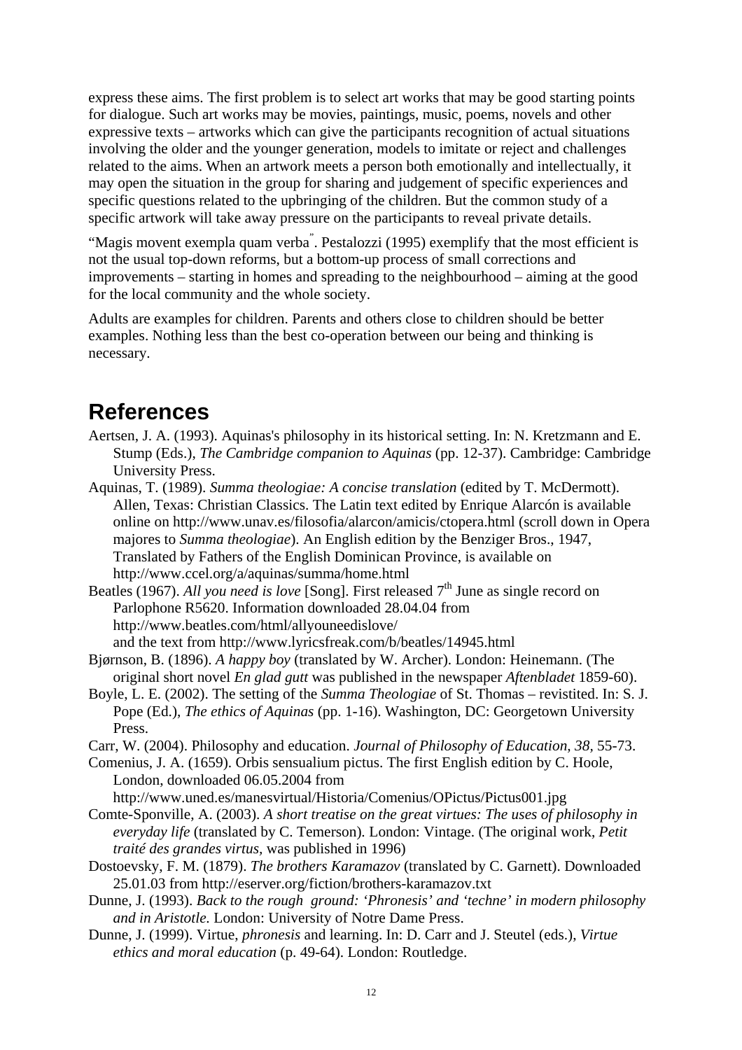express these aims. The first problem is to select art works that may be good starting points for dialogue. Such art works may be movies, paintings, music, poems, novels and other expressive texts – artworks which can give the participants recognition of actual situations involving the older and the younger generation, models to imitate or reject and challenges related to the aims. When an artwork meets a person both emotionally and intellectually, it may open the situation in the group for sharing and judgement of specific experiences and specific questions related to the upbringing of the children. But the common study of a specific artwork will take away pressure on the participants to reveal private details.

"Magis movent exempla quam verba". Pestalozzi (1995) exemplify that the most efficient is not the usual top-down reforms, but a bottom-up process of small corrections and improvements – starting in homes and spreading to the neighbourhood – aiming at the good for the local community and the whole society.

Adults are examples for children. Parents and others close to children should be better examples. Nothing less than the best co-operation between our being and thinking is necessary.

## References

Aertsen, J. A. (1993). Aquinas's philosophy in its historical setting. In: N. Kretzmann and E. Stump (Eds.), *The Cambridge companion to Aquinas* (pp. 12-37). Cambridge: Cambridge University Press.

Aquinas, T. (1989). *Summa theologiae: A concise translation* (edited by T. McDermott). Allen, Texas: Christian Classics. The Latin text edited by Enrique Alarcón is available online on http://www.unav.es/filosofia/alarcon/amicis/ctopera.html (scroll down in Opera majores to *Summa theologiae*). An English edition by the Benziger Bros., 1947, Translated by Fathers of the English Dominican Province, is available on http://www.ccel.org/a/aquinas/summa/home.html

Beatles (1967). *All you need is love* [Song]. First released 7th June as single record on Parlophone R5620. Information downloaded 28.04.04 from http://www.beatles.com/html/allyouneedislove/ and the text from http://www.lyricsfreak.com/b/beatles/14945.html

Bjørnson, B. (1896). *A happy boy* (translated by W. Archer). London: Heinemann. (The original short novel *En glad gutt* was published in the newspaper *Aftenbladet* 1859-60).

Boyle, L. E. (2002). The setting of the *Summa Theologiae* of St. Thomas – revistited. In: S. J. Pope (Ed.), *The ethics of Aquinas* (pp. 1-16). Washington, DC: Georgetown University Press.

Carr, W. (2004). Philosophy and education. *Journal of Philosophy of Education, 38*, 55-73.

Comenius, J. A. (1659). Orbis sensualium pictus. The first English edition by C. Hoole, London, downloaded 06.05.2004 from http://www.uned.es/manesvirtual/Historia/Comenius/OPictus/Pictus001.jpg

Comte-Sponville, A. (2003). *A short treatise on the great virtues: The uses of philosophy in everyday life* (translated by C. Temerson). London: Vintage. (The original work, *Petit traité des grandes virtus*, was published in 1996)

Dostoevsky, F. M. (1879). *The brothers Karamazov* (translated by C. Garnett). Downloaded 25.01.03 from http://eserver.org/fiction/brothers-karamazov.txt

Dunne, J. (1993). *Back to the rough ground: 'Phronesis' and 'techne' in modern philosophy and in Aristotle.* London: University of Notre Dame Press.

Dunne, J. (1999). Virtue, *phronesis* and learning. In: D. Carr and J. Steutel (eds.), *Virtue ethics and moral education* (p. 49-64). London: Routledge.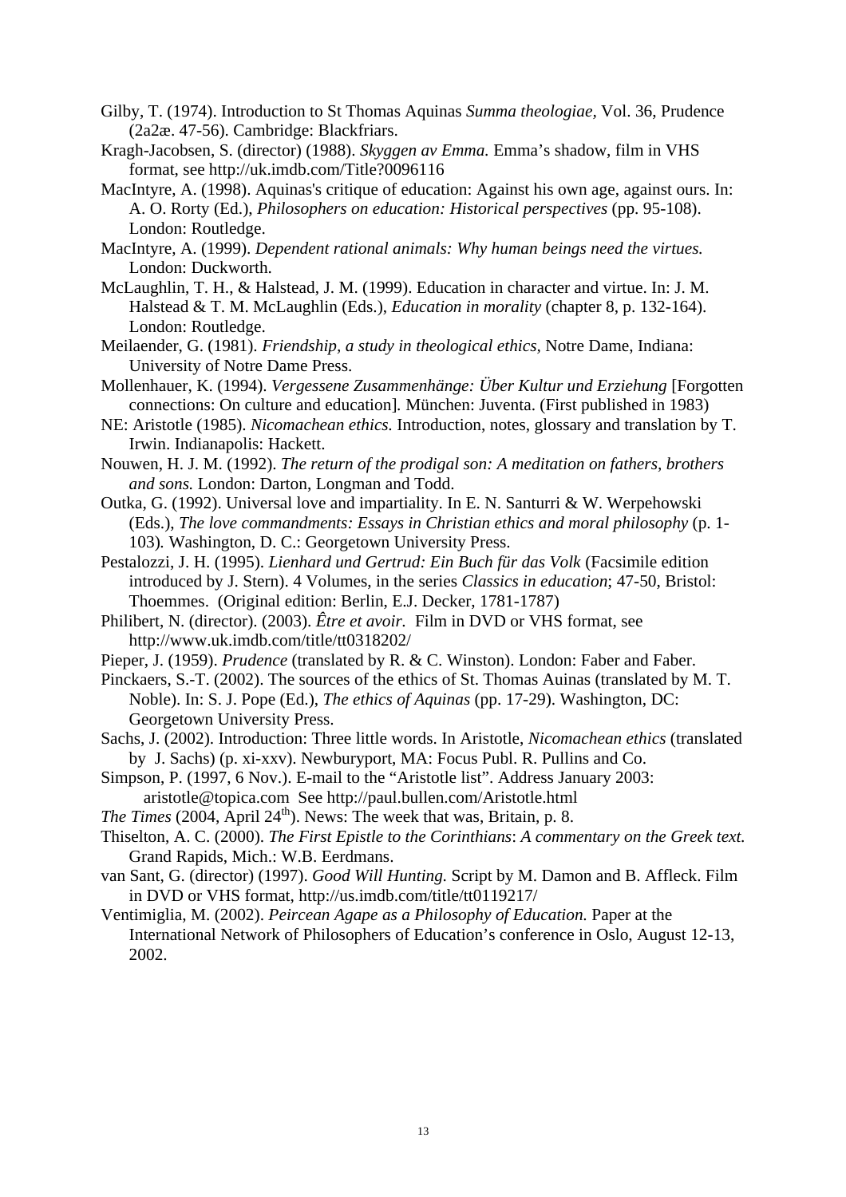Gilby, T. (1974). Introduction to St Thomas Aquinas *Summa theologiae*, Vol. 36, Prudence (2a2æ. 47-56). Cambridge: Blackfriars.

Kragh-Jacobsen, S. (director) (1988). *Skyggen av Emma.* Emma's shadow, film in VHS format, see http://uk.imdb.com/Title?0096116

MacIntyre, A. (1998). Aquinas's critique of education: Against his own age, against ours. In: A. O. Rorty (Ed.), *Philosophers on education: Historical perspectives* (pp. 95-108). London: Routledge.

MacIntyre, A. (1999). *Dependent rational animals: Why human beings need the virtues.* London: Duckworth.

McLaughlin, T. H., & Halstead, J. M. (1999). Education in character and virtue. In: J. M. Halstead & T. M. McLaughlin (Eds.), *Education in morality* (chapter 8, p. 132-164). London: Routledge.

Meilaender, G. (1981). *Friendship, a study in theological ethics*, Notre Dame, Indiana: University of Notre Dame Press.

Mollenhauer, K. (1994). *Vergessene Zusammenhänge: Über Kultur und Erziehung* [Forgotten connections: On culture and education]*.* München: Juventa. (First published in 1983)

NE: Aristotle (1985). *Nicomachean ethics.* Introduction, notes, glossary and translation by T. Irwin. Indianapolis: Hackett.

Nouwen, H. J. M. (1992). *The return of the prodigal son: A meditation on fathers, brothers and sons.* London: Darton, Longman and Todd.

Outka, G. (1992). Universal love and impartiality. In E. N. Santurri & W. Werpehowski (Eds.), *The love commandments: Essays in Christian ethics and moral philosophy* (p. 1-103)*.* Washington, D. C.: Georgetown University Press.

Pestalozzi, J. H. (1995). *Lienhard und Gertrud: Ein Buch für das Volk* (Facsimile edition introduced by J. Stern). 4 Volumes, in the series *Classics in education*; 47-50, Bristol: Thoemmes. (Original edition: Berlin, E.J. Decker, 1781-1787)

Philibert, N. (director). (2003). *Être et avoir.* Film in DVD or VHS format, see http://www.uk.imdb.com/title/tt0318202/

Pieper, J. (1959). *Prudence* (translated by R. & C. Winston). London: Faber and Faber.

Pinckaers, S.-T. (2002). The sources of the ethics of St. Thomas Auinas (translated by M. T. Noble). In: S. J. Pope (Ed.), *The ethics of Aquinas* (pp. 17-29). Washington, DC: Georgetown University Press.

Sachs, J. (2002). Introduction: Three little words. In Aristotle, *Nicomachean ethics* (translated by J. Sachs) (p. xi-xxv). Newburyport, MA: Focus Publ. R. Pullins and Co.

Simpson, P. (1997, 6 Nov.). E-mail to the "Aristotle list". Address January 2003: aristotle@topica.com See http://paul.bullen.com/Aristotle.html

*The Times* (2004, April 24th). News: The week that was, Britain, p. 8.

Thiselton, A. C. (2000). *The First Epistle to the Corinthians*: *A commentary on the Greek text.* Grand Rapids, Mich.: W.B. Eerdmans.

van Sant, G. (director) (1997). *Good Will Hunting.* Script by M. Damon and B. Affleck. Film in DVD or VHS format, http://us.imdb.com/title/tt0119217/

Ventimiglia, M. (2002). *Peircean Agape as a Philosophy of Education.* Paper at the International Network of Philosophers of Education's conference in Oslo, August 12-13, 2002.